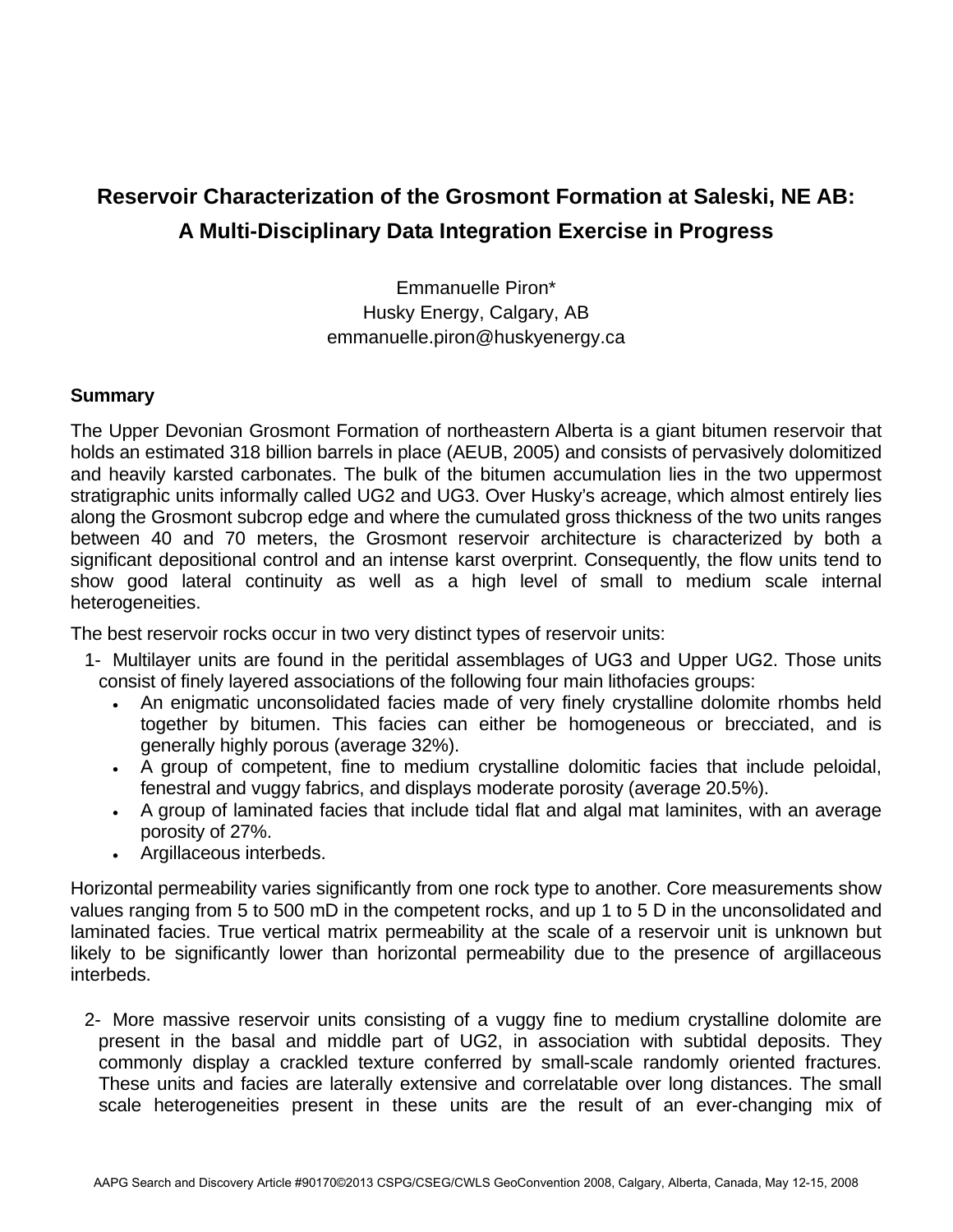# Reservoir Characterization of the Grosmont Formation at Saleski, NE AB: A Multi-Disciplinary Data Integration Exercise in Progress

Emmanuelle Piron*
Husky Energy, Calgary, AB
emmanuelle.piron@huskyenergy.ca

## Summary

The Upper Devonian Grosmont Formation of northeastern Alberta is a giant bitumen reservoir that holds an estimated 318 billion barrels in place (AEUB, 2005) and consists of pervasively dolomitized and heavily karsted carbonates. The bulk of the bitumen accumulation lies in the two uppermost stratigraphic units informally called UG2 and UG3. Over Husky's acreage, which almost entirely lies along the Grosmont subcrop edge and where the cumulated gross thickness of the two units ranges between 40 and 70 meters, the Grosmont reservoir architecture is characterized by both a significant depositional control and an intense karst overprint. Consequently, the flow units tend to show good lateral continuity as well as a high level of small to medium scale internal heterogeneities.

The best reservoir rocks occur in two very distinct types of reservoir units:

1- Multilayer units are found in the peritidal assemblages of UG3 and Upper UG2. Those units consist of finely layered associations of the following four main lithofacies groups:

- An enigmatic unconsolidated facies made of very finely crystalline dolomite rhombs held together by bitumen. This facies can either be homogeneous or brecciated, and is generally highly porous (average 32%).
- A group of competent, fine to medium crystalline dolomitic facies that include peloidal, fenestral and vuggy fabrics, and displays moderate porosity (average 20.5%).
- A group of laminated facies that include tidal flat and algal mat laminites, with an average porosity of 27%.
- Argillaceous interbeds.

Horizontal permeability varies significantly from one rock type to another. Core measurements show values ranging from 5 to 500 mD in the competent rocks, and up 1 to 5 D in the unconsolidated and laminated facies. True vertical matrix permeability at the scale of a reservoir unit is unknown but likely to be significantly lower than horizontal permeability due to the presence of argillaceous interbeds.

2- More massive reservoir units consisting of a vuggy fine to medium crystalline dolomite are present in the basal and middle part of UG2, in association with subtidal deposits. They commonly display a crackled texture conferred by small-scale randomly oriented fractures. These units and facies are laterally extensive and correlatable over long distances. The small scale heterogeneities present in these units are the result of an ever-changing mix of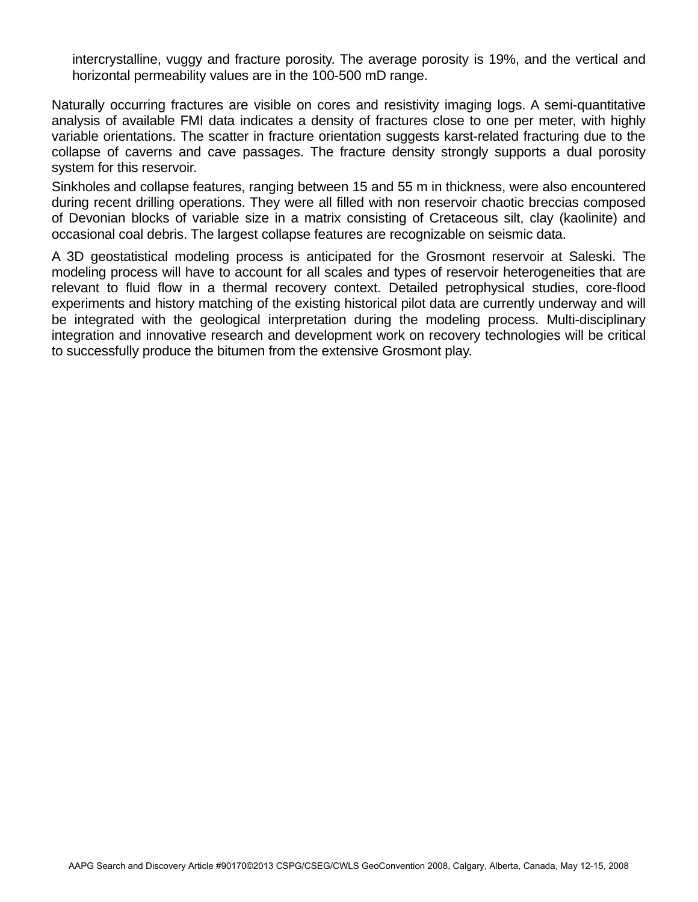intercrystalline, vuggy and fracture porosity. The average porosity is 19%, and the vertical and horizontal permeability values are in the 100-500 mD range.

Naturally occurring fractures are visible on cores and resistivity imaging logs. A semi-quantitative analysis of available FMI data indicates a density of fractures close to one per meter, with highly variable orientations. The scatter in fracture orientation suggests karst-related fracturing due to the collapse of caverns and cave passages. The fracture density strongly supports a dual porosity system for this reservoir.

Sinkholes and collapse features, ranging between 15 and 55 m in thickness, were also encountered during recent drilling operations. They were all filled with non reservoir chaotic breccias composed of Devonian blocks of variable size in a matrix consisting of Cretaceous silt, clay (kaolinite) and occasional coal debris. The largest collapse features are recognizable on seismic data.

A 3D geostatistical modeling process is anticipated for the Grosmont reservoir at Saleski. The modeling process will have to account for all scales and types of reservoir heterogeneities that are relevant to fluid flow in a thermal recovery context. Detailed petrophysical studies, core-flood experiments and history matching of the existing historical pilot data are currently underway and will be integrated with the geological interpretation during the modeling process. Multi-disciplinary integration and innovative research and development work on recovery technologies will be critical to successfully produce the bitumen from the extensive Grosmont play.